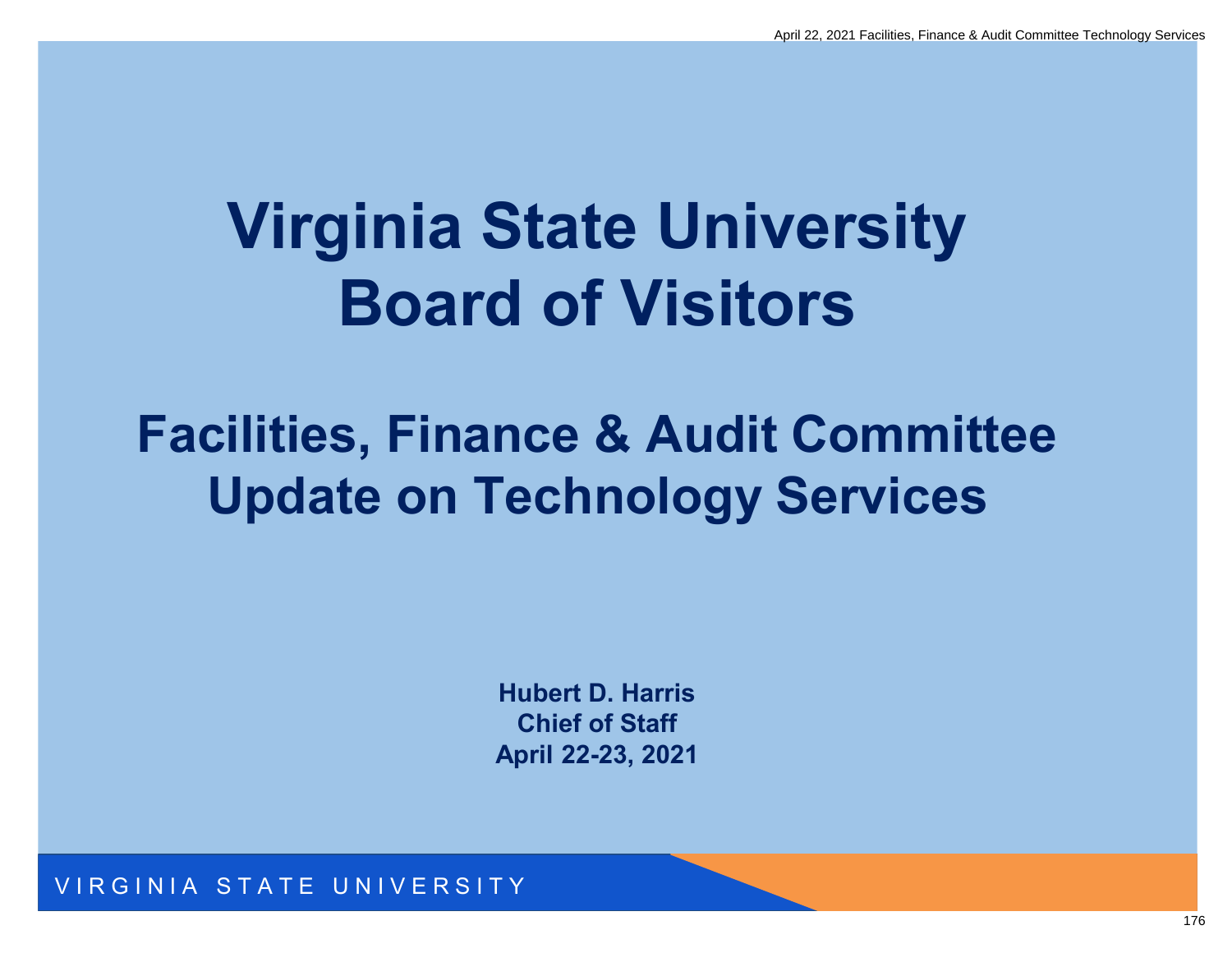# Virginia State University Board of Visitors

## Facilities, Finance & Audit Committee Update on Technology Services

**Hubert D. Harris**
**Chief of Staff**
**April 22-23, 2021**

VIRGINIA STATE UNIVERSITY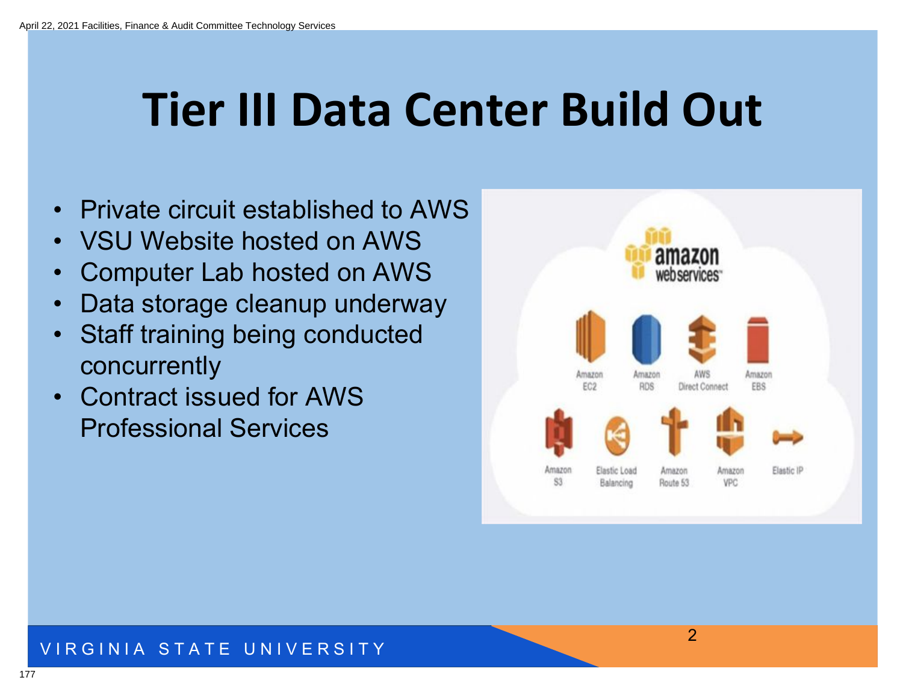# Tier III Data Center Build Out

- Private circuit established to AWS
- VSU Website hosted on AWS
- Computer Lab hosted on AWS
- Data storage cleanup underway
- Staff training being conducted concurrently
- Contract issued for AWS Professional Services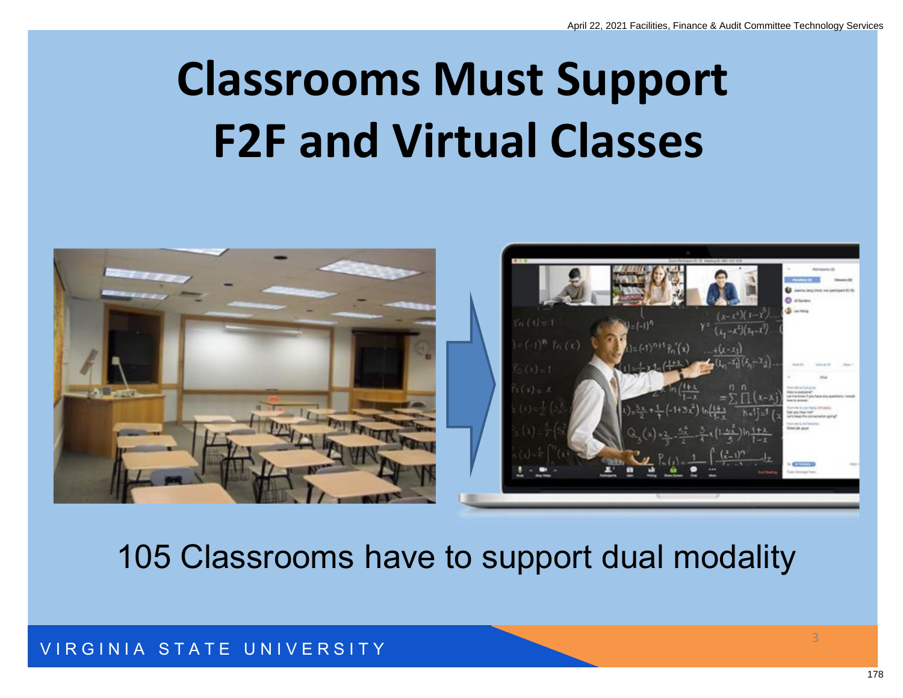# Classrooms Must Support F2F and Virtual Classes

105 Classrooms have to support dual modality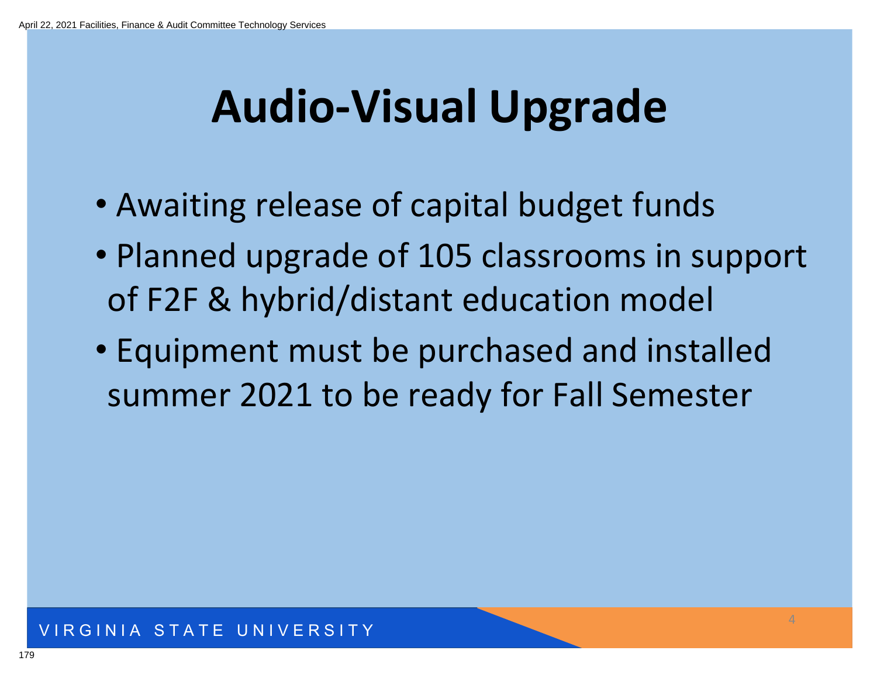# Audio-Visual Upgrade

- Awaiting release of capital budget funds
- Planned upgrade of 105 classrooms in support of F2F & hybrid/distant education model
- Equipment must be purchased and installed summer 2021 to be ready for Fall Semester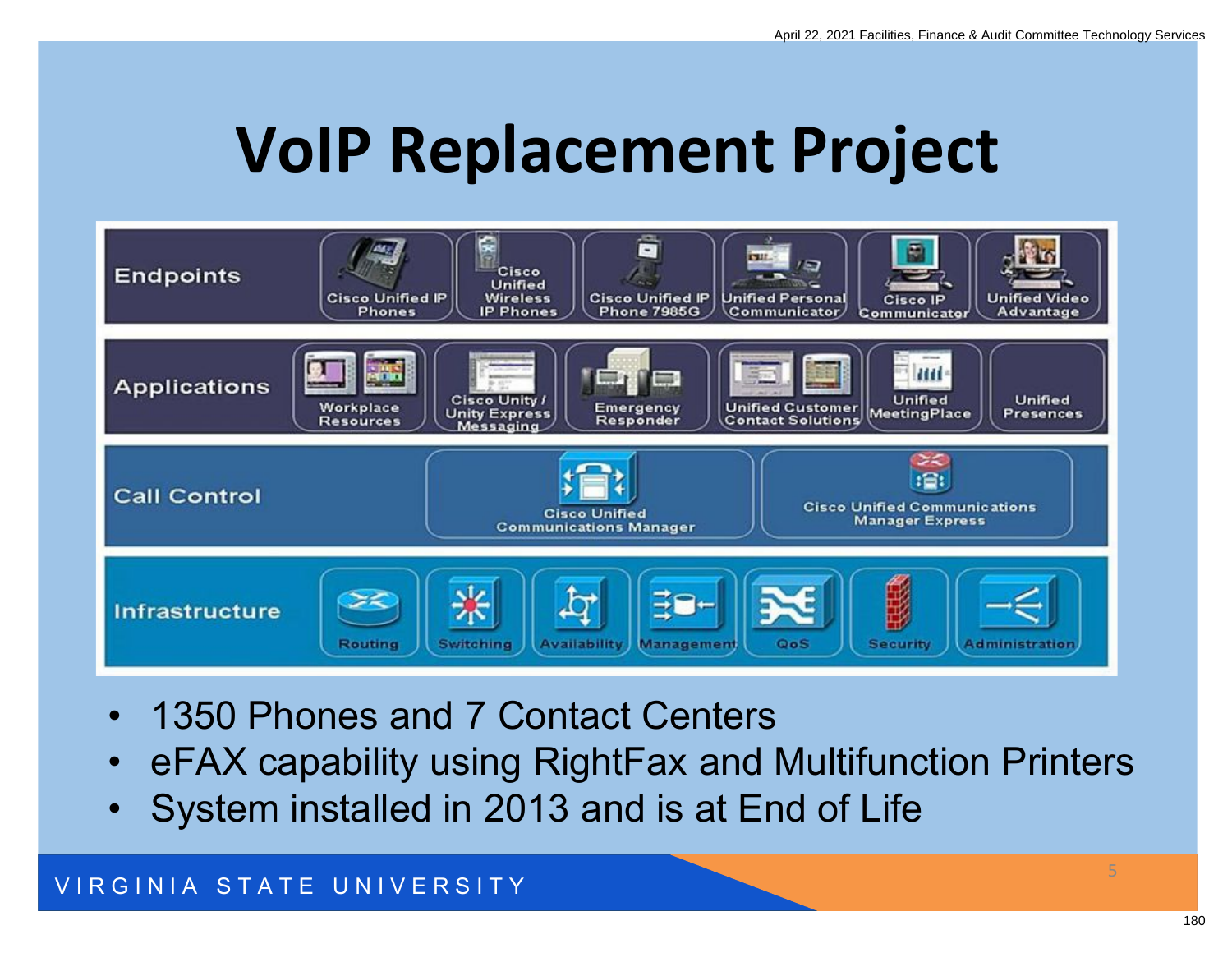# VoIP Replacement Project

| | | | | | | | |
|---|---|---|---|---|---|---|---|
| **Endpoints** | Cisco Unified IP Phones | Cisco Unified Wireless IP Phones | Cisco Unified IP Phone 7985G | Unified Personal Communicator | Cisco IP Communicator | Unified Video Advantage | |
| **Applications** | Workplace Resources | Cisco Unity / Unity Express Messaging | Emergency Responder | Unified Customer Contact Solutions | Unified MeetingPlace | Unified Presences | |
| **Call Control** | Cisco Unified Communications Manager | Cisco Unified Communications Manager Express | | | | | |
| **Infrastructure** | Routing | Switching | Availability | Management | QoS | Security | Administration |

- 1350 Phones and 7 Contact Centers
- eFAX capability using RightFax and Multifunction Printers
- System installed in 2013 and is at End of Life

VIRGINIA STATE UNIVERSITY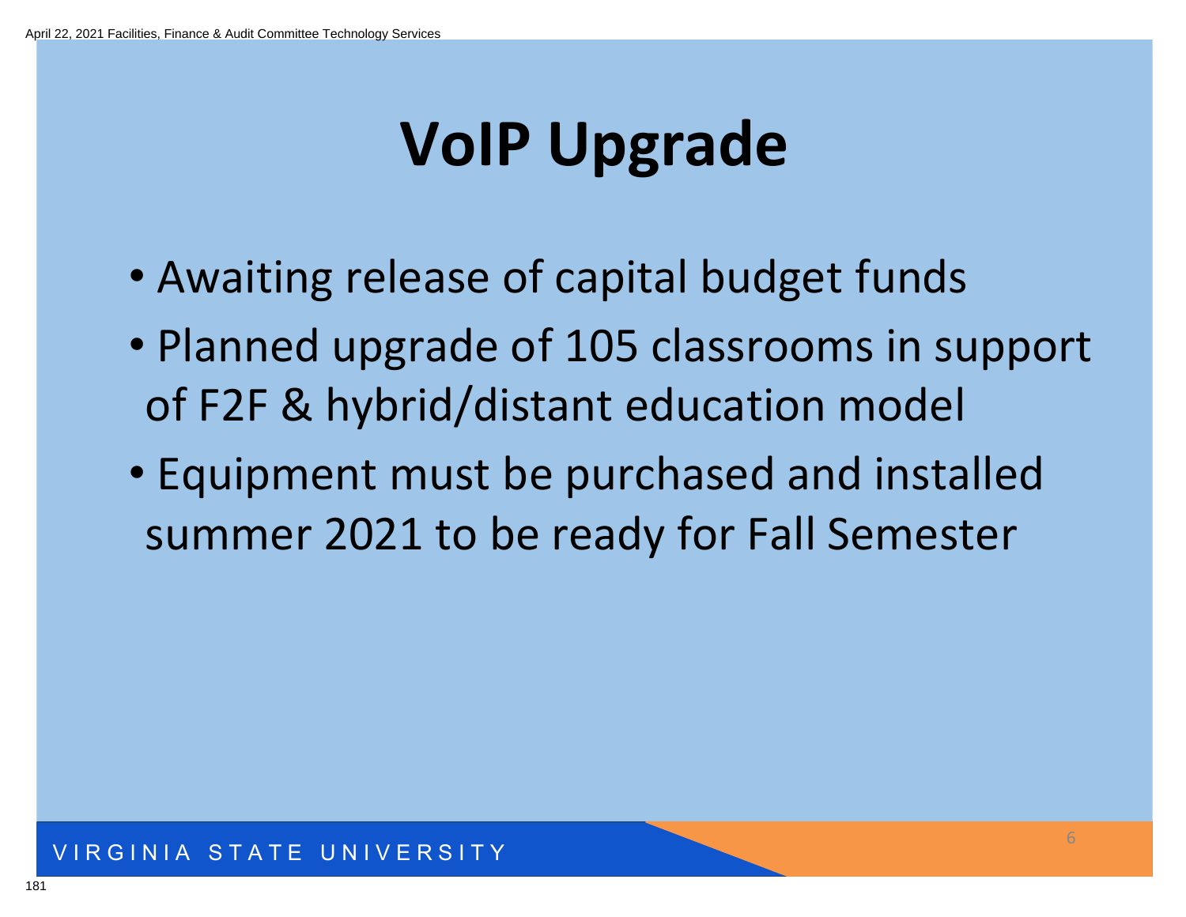# VoIP Upgrade

- Awaiting release of capital budget funds
- Planned upgrade of 105 classrooms in support of F2F & hybrid/distant education model
- Equipment must be purchased and installed summer 2021 to be ready for Fall Semester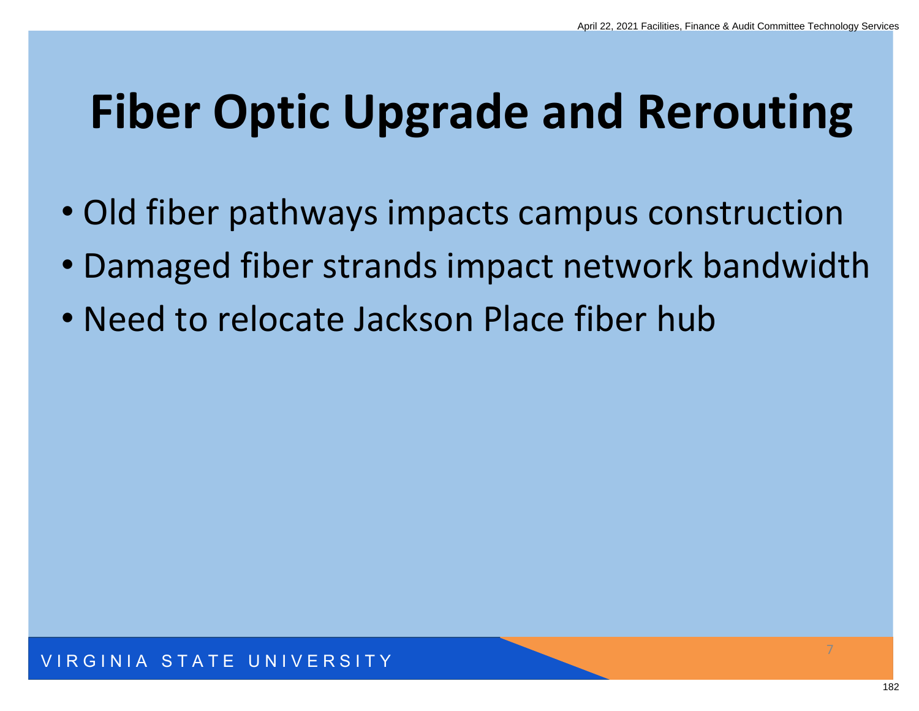# Fiber Optic Upgrade and Rerouting

- Old fiber pathways impacts campus construction
- Damaged fiber strands impact network bandwidth
- Need to relocate Jackson Place fiber hub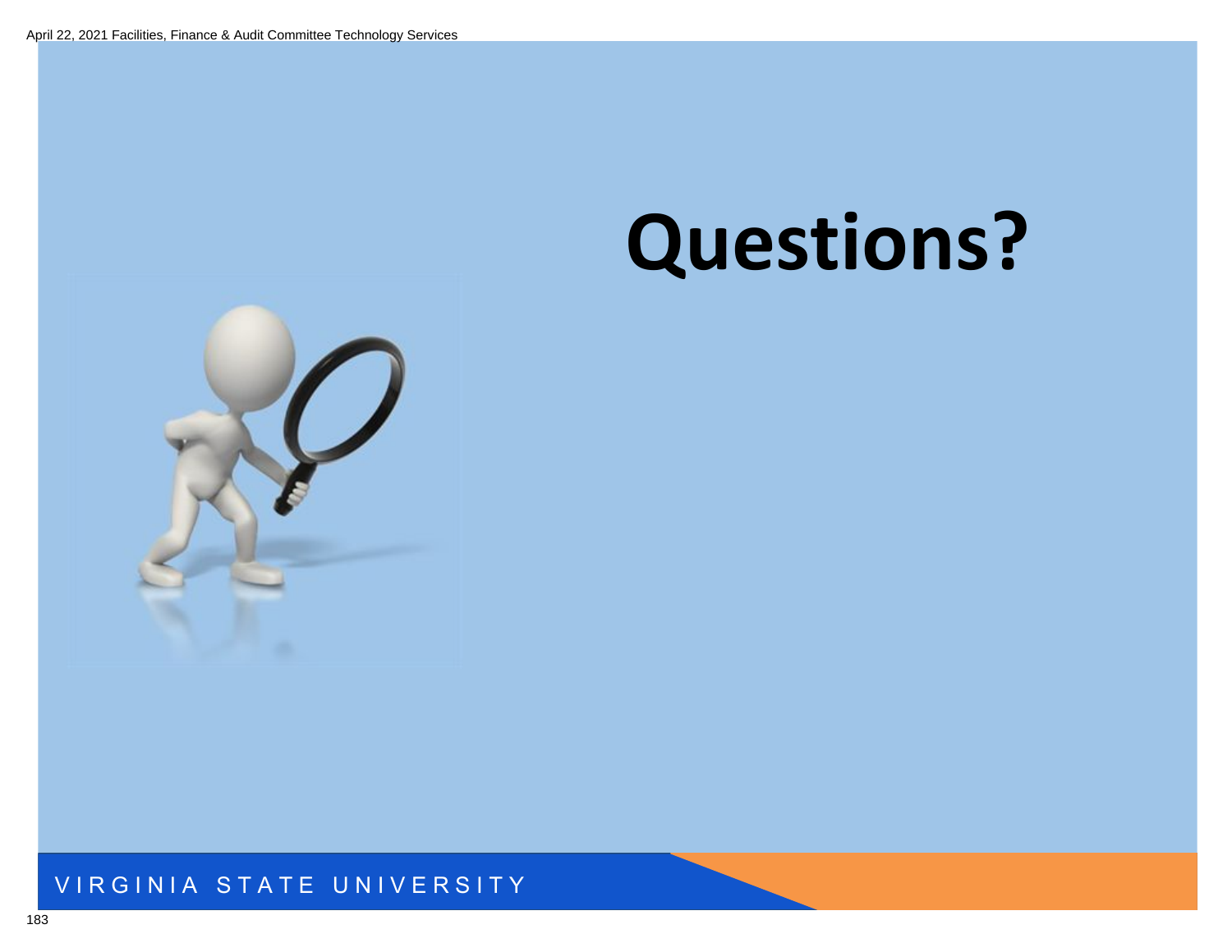# Questions?